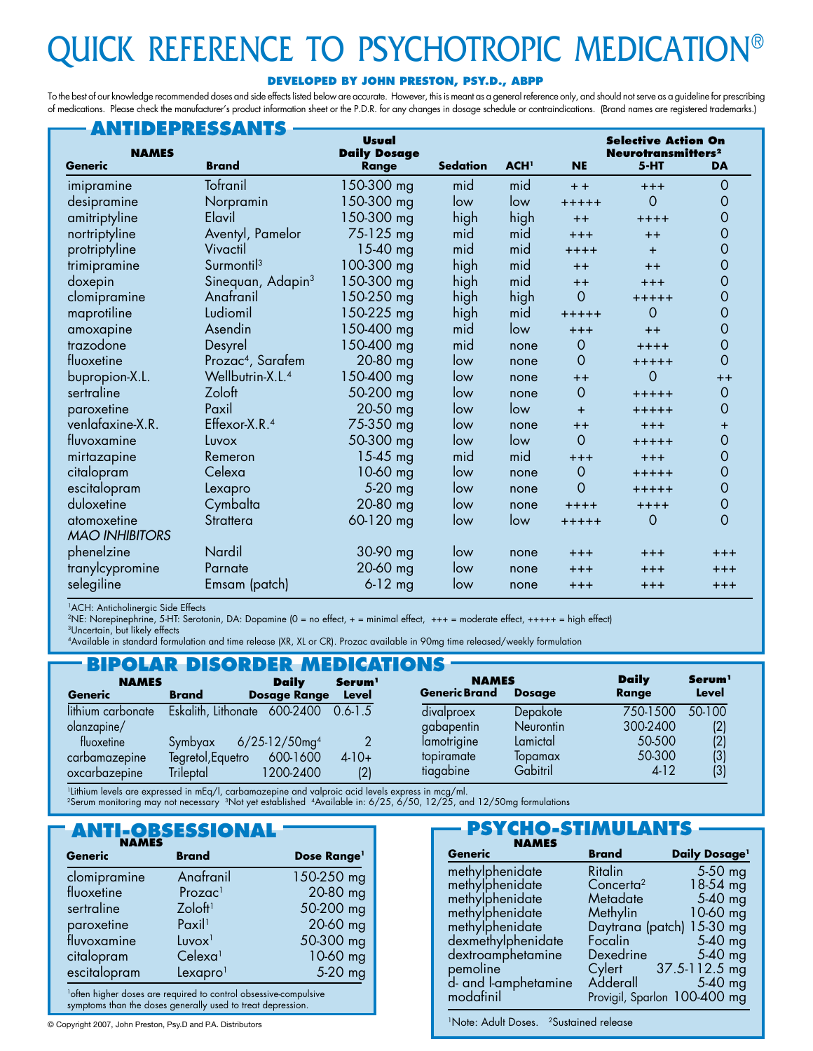# QUICK REFERENCE TO PSYCHOTROPIC MEDICATION®

**DEVELOPED BY JOHN PRESTON, PSY.D., ABPP**

To the best of our knowledge recommended doses and side effects listed below are accurate. However, this is meant as a general reference only, and should not serve as a guideline for prescribing of medications. Please check the manufacturer's product information sheet or the P.D.R. for any changes in dosage schedule or contraindications. (Brand names are registered trademarks.)

## ANTIDEPRESSANTS

| NAMES | | Usual Daily Dosage | | | Selective Action On Neurotransmitters[2] | | |
|---|---|---|---|---|---|---|---|
| Generic | Brand | Range | Sedation | ACH[1] | NE | 5-HT | DA |
| imipramine | Tofranil | 150-300 mg | mid | mid | ++ | +++ | 0 |
| desipramine | Norpramin | 150-300 mg | low | low | +++++ | 0 | 0 |
| amitriptyline | Elavil | 150-300 mg | high | high | ++ | ++++ | 0 |
| nortriptyline | Aventyl, Pamelor | 75-125 mg | mid | mid | +++ | ++ | 0 |
| protriptyline | Vivactil | 15-40 mg | mid | mid | ++++ | + | 0 |
| trimipramine | Surmontil[3] | 100-300 mg | high | mid | ++ | ++ | 0 |
| doxepin | Sinequan, Adapin[3] | 150-300 mg | high | mid | ++ | +++ | 0 |
| clomipramine | Anafranil | 150-250 mg | high | high | 0 | +++++ | 0 |
| maprotiline | Ludiomil | 150-225 mg | high | mid | +++++ | 0 | 0 |
| amoxapine | Asendin | 150-400 mg | mid | low | +++ | ++ | 0 |
| trazodone | Desyrel | 150-400 mg | mid | none | 0 | ++++ | 0 |
| fluoxetine | Prozac[4], Sarafem | 20-80 mg | low | none | 0 | +++++ | 0 |
| bupropion-X.L. | Wellbutrin-X.L.[4] | 150-400 mg | low | none | ++ | 0 | ++ |
| sertraline | Zoloft | 50-200 mg | low | none | 0 | +++++ | 0 |
| paroxetine | Paxil | 20-50 mg | low | low | + | +++++ | 0 |
| venlafaxine-X.R. | Effexor-X.R.[4] | 75-350 mg | low | none | ++ | +++ | + |
| fluvoxamine | Luvox | 50-300 mg | low | low | 0 | +++++ | 0 |
| mirtazapine | Remeron | 15-45 mg | mid | mid | +++ | +++ | 0 |
| citalopram | Celexa | 10-60 mg | low | none | 0 | +++++ | 0 |
| escitalopram | Lexapro | 5-20 mg | low | none | 0 | +++++ | 0 |
| duloxetine | Cymbalta | 20-80 mg | low | none | ++++ | ++++ | 0 |
| atomoxetine | Strattera | 60-120 mg | low | low | +++++ | 0 | 0 |
| *MAO INHIBITORS* | | | | | | | |
| phenelzine | Nardil | 30-90 mg | low | none | +++ | +++ | +++ |
| tranylcypromine | Parnate | 20-60 mg | low | none | +++ | +++ | +++ |
| selegiline | Emsam (patch) | 6-12 mg | low | none | +++ | +++ | +++ |

[1]ACH: Anticholinergic Side Effects
[2]NE: Norepinephrine, 5-HT: Serotonin, DA: Dopamine (0 = no effect, + = minimal effect, +++ = moderate effect, +++++ = high effect)
[3]Uncertain, but likely effects
[4]Available in standard formulation and time release (XR, XL or CR). Prozac available in 90mg time released/weekly formulation

## BIPOLAR DISORDER MEDICATIONS

| NAMES | | Daily | Serum[1] |
|---|---|---|---|
| Generic | Brand | Dosage Range | Level |
| lithium carbonate | Eskalith, Lithonate | 600-2400 | 0.6-1.5 |
| olanzapine/ fluoxetine | Symbyax | 6/25-12/50mg[4] | 2 |
| carbamazepine | Tegretol, Equetro | 600-1600 | 4-10+ |
| oxcarbazepine | Trileptal | 1200-2400 | (2) |

| NAMES | | Daily | Serum[1] |
|---|---|---|---|
| Generic Brand | Dosage | Range | Level |
| divalproex | Depakote | 750-1500 | 50-100 |
| gabapentin | Neurontin | 300-2400 | (2) |
| lamotrigine | Lamictal | 50-500 | (2) |
| topiramate | Topamax | 50-300 | (3) |
| tiagabine | Gabitril | 4-12 | (3) |

[1]Lithium levels are expressed in mEq/l, carbamazepine and valproic acid levels express in mcg/ml.
[2]Serum monitoring may not necessary [3]Not yet established [4]Available in: 6/25, 6/50, 12/25, and 12/50mg formulations

## ANTI-OBSESSIONAL

| NAMES | | |
|---|---|---|
| Generic | Brand | Dose Range[1] |
| clomipramine | Anafranil | 150-250 mg |
| fluoxetine | Prozac[1] | 20-80 mg |
| sertraline | Zoloft[1] | 50-200 mg |
| paroxetine | Paxil[1] | 20-60 mg |
| fluvoxamine | Luvox[1] | 50-300 mg |
| citalopram | Celexa[1] | 10-60 mg |
| escitalopram | Lexapro[1] | 5-20 mg |

[1]often higher doses are required to control obsessive-compulsive symptoms than the doses generally used to treat depression.

## PSYCHO-STIMULANTS

| NAMES | | |
|---|---|---|
| Generic | Brand | Daily Dosage[1] |
| methylphenidate | Ritalin | 5-50 mg |
| methylphenidate | Concerta[2] | 18-54 mg |
| methylphenidate | Metadate | 5-40 mg |
| methylphenidate | Methylin | 10-60 mg |
| methylphenidate | Daytrana (patch) | 15-30 mg |
| dexmethylphenidate | Focalin | 5-40 mg |
| dextroamphetamine | Dexedrine | 5-40 mg |
| pemoline | Cylert | 37.5-112.5 mg |
| d- and l-amphetamine | Adderall | 5-40 mg |
| modafinil | Provigil, Sparlon | 100-400 mg |

[1]Note: Adult Doses. [2]Sustained release

© Copyright 2007, John Preston, Psy.D and P.A. Distributors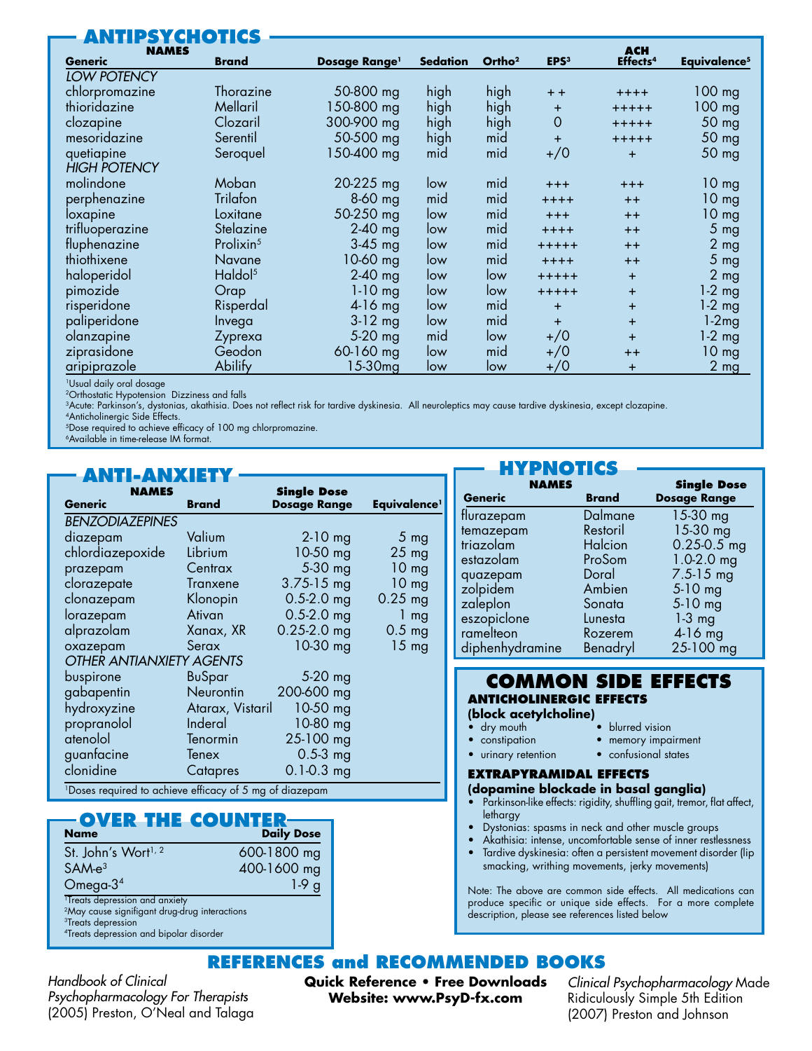## ANTIPSYCHOTICS

| NAMES | | | | | | | |
|---|---|---|---|---|---|---|---|
| Generic | Brand | Dosage Range[1] | Sedation | Ortho[2] | EPS[3] | ACH Effects[4] | Equivalence[5] |
| *LOW POTENCY* | | | | | | | |
| chlorpromazine | Thorazine | 50-800 mg | high | high | + + | ++++ | 100 mg |
| thioridazine | Mellaril | 150-800 mg | high | high | + | +++++ | 100 mg |
| clozapine | Clozaril | 300-900 mg | high | high | 0 | +++++ | 50 mg |
| mesoridazine | Serentil | 50-500 mg | high | mid | + | +++++ | 50 mg |
| quetiapine | Seroquel | 150-400 mg | mid | mid | +/0 | + | 50 mg |
| *HIGH POTENCY* | | | | | | | |
| molindone | Moban | 20-225 mg | low | mid | +++ | +++ | 10 mg |
| perphenazine | Trilafon | 8-60 mg | mid | mid | ++++ | ++ | 10 mg |
| loxapine | Loxitane | 50-250 mg | low | mid | +++ | ++ | 10 mg |
| trifluoperazine | Stelazine | 2-40 mg | low | mid | ++++ | ++ | 5 mg |
| fluphenazine | Prolixin[5] | 3-45 mg | low | mid | +++++ | ++ | 2 mg |
| thiothixene | Navane | 10-60 mg | low | mid | ++++ | ++ | 5 mg |
| haloperidol | Haldol[5] | 2-40 mg | low | low | +++++ | + | 2 mg |
| pimozide | Orap | 1-10 mg | low | low | +++++ | + | 1-2 mg |
| risperidone | Risperdal | 4-16 mg | low | mid | + | + | 1-2 mg |
| paliperidone | Invega | 3-12 mg | low | mid | + | + | 1-2mg |
| olanzapine | Zyprexa | 5-20 mg | mid | low | +/0 | + | 1-2 mg |
| ziprasidone | Geodon | 60-160 mg | low | mid | +/0 | ++ | 10 mg |
| aripiprazole | Abilify | 15-30mg | low | low | +/0 | + | 2 mg |

[1]Usual daily oral dosage
[2]Orthostatic Hypotension Dizziness and falls
[3]Acute: Parkinson's, dystonias, akathisia. Does not reflect risk for tardive dyskinesia. All neuroleptics may cause tardive dyskinesia, except clozapine.
[4]Anticholinergic Side Effects.
[5]Dose required to achieve efficacy of 100 mg chlorpromazine.
[6]Available in time-release IM format.

## ANTI-ANXIETY

| NAMES | | | |
|---|---|---|---|
| Generic | Brand | Single Dose Dosage Range | Equivalence[1] |
| *BENZODIAZEPINES* | | | |
| diazepam | Valium | 2-10 mg | 5 mg |
| chlordiazepoxide | Librium | 10-50 mg | 25 mg |
| prazepam | Centrax | 5-30 mg | 10 mg |
| clorazepate | Tranxene | 3.75-15 mg | 10 mg |
| clonazepam | Klonopin | 0.5-2.0 mg | 0.25 mg |
| lorazepam | Ativan | 0.5-2.0 mg | 1 mg |
| alprazolam | Xanax, XR | 0.25-2.0 mg | 0.5 mg |
| oxazepam | Serax | 10-30 mg | 15 mg |
| *OTHER ANTIANXIETY AGENTS* | | | |
| buspirone | BuSpar | 5-20 mg | |
| gabapentin | Neurontin | 200-600 mg | |
| hydroxyzine | Atarax, Vistaril | 10-50 mg | |
| propranolol | Inderal | 10-80 mg | |
| atenolol | Tenormin | 25-100 mg | |
| guanfacine | Tenex | 0.5-3 mg | |
| clonidine | Catapres | 0.1-0.3 mg | |

[1]Doses required to achieve efficacy of 5 mg of diazepam

## OVER THE COUNTER

| Name | Daily Dose |
|---|---|
| St. John's Wort[1, 2] | 600-1800 mg |
| SAM-e[3] | 400-1600 mg |
| Omega-3[4] | 1-9 g |

[1]Treats depression and anxiety
[2]May cause signifigant drug-drug interactions
[3]Treats depression
[4]Treats depression and bipolar disorder

## HYPNOTICS

| NAMES | | |
|---|---|---|
| Generic | Brand | Single Dose Dosage Range |
| flurazepam | Dalmane | 15-30 mg |
| temazepam | Restoril | 15-30 mg |
| triazolam | Halcion | 0.25-0.5 mg |
| estazolam | ProSom | 1.0-2.0 mg |
| quazepam | Doral | 7.5-15 mg |
| zolpidem | Ambien | 5-10 mg |
| zaleplon | Sonata | 5-10 mg |
| eszopiclone | Lunesta | 1-3 mg |
| ramelteon | Rozerem | 4-16 mg |
| diphenhydramine | Benadryl | 25-100 mg |

## COMMON SIDE EFFECTS

### ANTICHOLINERGIC EFFECTS (block acetylcholine)

- dry mouth
- constipation
- urinary retention
- blurred vision
- memory impairment
- confusional states

### EXTRAPYRAMIDAL EFFECTS (dopamine blockade in basal ganglia)

- Parkinson-like effects: rigidity, shuffling gait, tremor, flat affect, lethargy
- Dystonias: spasms in neck and other muscle groups
- Akathisia: intense, uncomfortable sense of inner restlessness
- Tardive dyskinesia: often a persistent movement disorder (lip smacking, writhing movements, jerky movements)

Note: The above are common side effects. All medications can produce specific or unique side effects. For a more complete description, please see references listed below

## REFERENCES and RECOMMENDED BOOKS

*Handbook of Clinical Psychopharmacology For Therapists* (2005) Preston, O'Neal and Talaga

**Quick Reference • Free Downloads**
**Website: www.PsyD-fx.com**

*Clinical Psychopharmacology* Made Ridiculously Simple 5th Edition (2007) Preston and Johnson